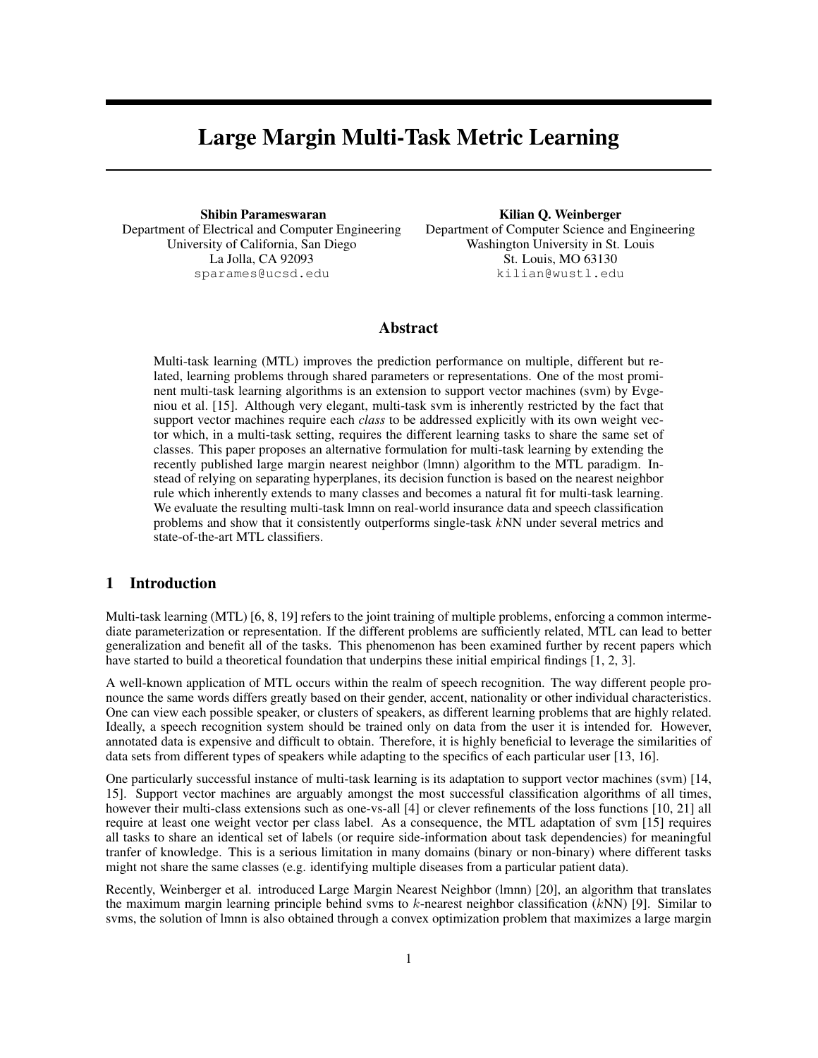# Large Margin Multi-Task Metric Learning

**Shibin Parameswaran**
Department of Electrical and Computer Engineering
University of California, San Diego
La Jolla, CA 92093
sparames@ucsd.edu

**Kilian Q. Weinberger**
Department of Computer Science and Engineering
Washington University in St. Louis
St. Louis, MO 63130
kilian@wustl.edu

## Abstract

Multi-task learning (MTL) improves the prediction performance on multiple, different but related, learning problems through shared parameters or representations. One of the most prominent multi-task learning algorithms is an extension to support vector machines (svm) by Evgeniou et al. [15]. Although very elegant, multi-task svm is inherently restricted by the fact that support vector machines require each *class* to be addressed explicitly with its own weight vector which, in a multi-task setting, requires the different learning tasks to share the same set of classes. This paper proposes an alternative formulation for multi-task learning by extending the recently published large margin nearest neighbor (lmnn) algorithm to the MTL paradigm. Instead of relying on separating hyperplanes, its decision function is based on the nearest neighbor rule which inherently extends to many classes and becomes a natural fit for multi-task learning. We evaluate the resulting multi-task lmnn on real-world insurance data and speech classification problems and show that it consistently outperforms single-task $k$NN under several metrics and state-of-the-art MTL classifiers.

## 1 Introduction

Multi-task learning (MTL) [6, 8, 19] refers to the joint training of multiple problems, enforcing a common intermediate parameterization or representation. If the different problems are sufficiently related, MTL can lead to better generalization and benefit all of the tasks. This phenomenon has been examined further by recent papers which have started to build a theoretical foundation that underpins these initial empirical findings [1, 2, 3].

A well-known application of MTL occurs within the realm of speech recognition. The way different people pronounce the same words differs greatly based on their gender, accent, nationality or other individual characteristics. One can view each possible speaker, or clusters of speakers, as different learning problems that are highly related. Ideally, a speech recognition system should be trained only on data from the user it is intended for. However, annotated data is expensive and difficult to obtain. Therefore, it is highly beneficial to leverage the similarities of data sets from different types of speakers while adapting to the specifics of each particular user [13, 16].

One particularly successful instance of multi-task learning is its adaptation to support vector machines (svm) [14, 15]. Support vector machines are arguably amongst the most successful classification algorithms of all times, however their multi-class extensions such as one-vs-all [4] or clever refinements of the loss functions [10, 21] all require at least one weight vector per class label. As a consequence, the MTL adaptation of svm [15] requires all tasks to share an identical set of labels (or require side-information about task dependencies) for meaningful tranfer of knowledge. This is a serious limitation in many domains (binary or non-binary) where different tasks might not share the same classes (e.g. identifying multiple diseases from a particular patient data).

Recently, Weinberger et al. introduced Large Margin Nearest Neighbor (lmnn) [20], an algorithm that translates the maximum margin learning principle behind svms to $k$-nearest neighbor classification ($k$NN) [9]. Similar to svms, the solution of lmnn is also obtained through a convex optimization problem that maximizes a large margin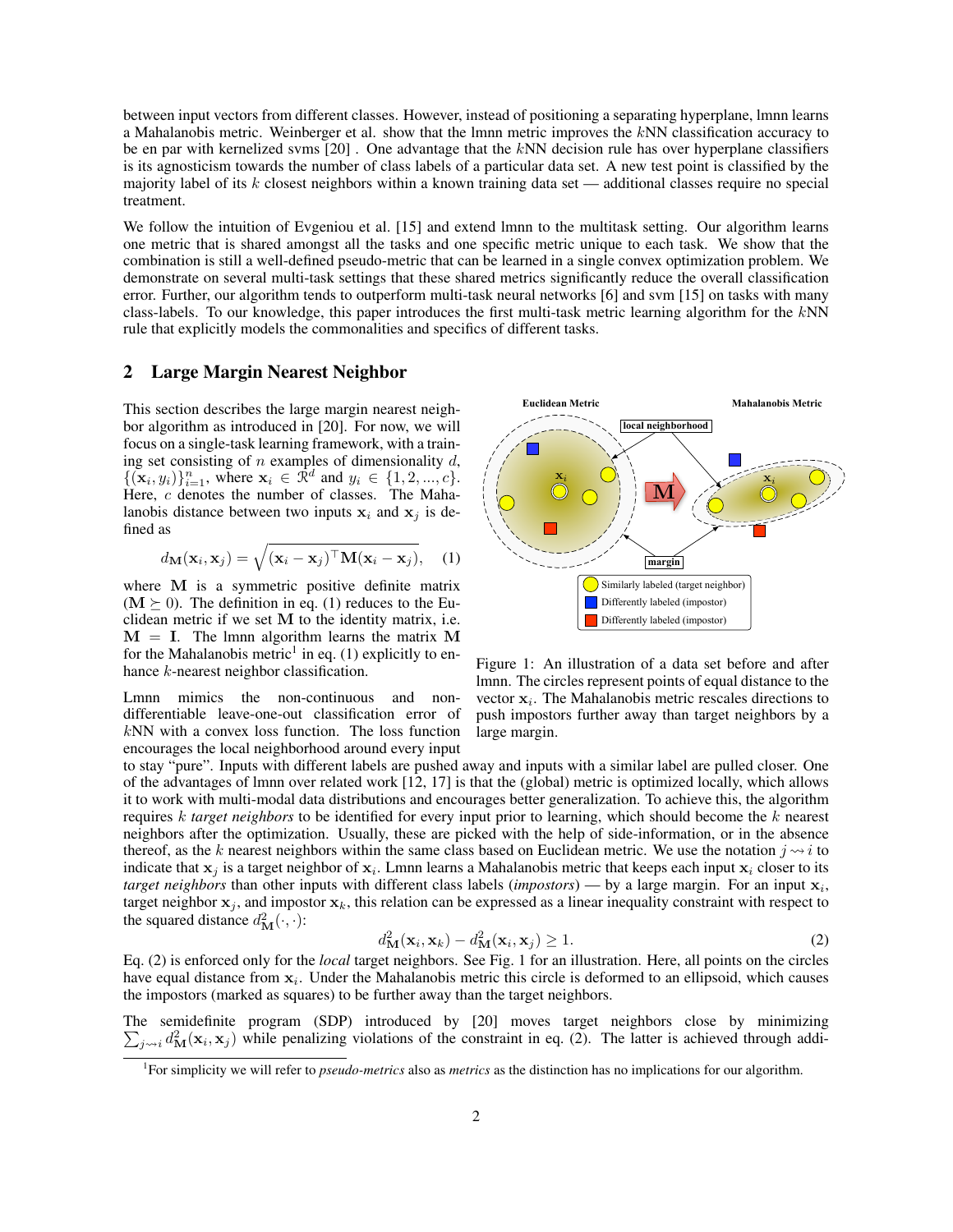between input vectors from different classes. However, instead of positioning a separating hyperplane, lmnn learns a Mahalanobis metric. Weinberger et al. show that the lmnn metric improves the $k$NN classification accuracy to be en par with kernelized svms [20] . One advantage that the $k$NN decision rule has over hyperplane classifiers is its agnosticism towards the number of class labels of a particular data set. A new test point is classified by the majority label of its $k$ closest neighbors within a known training data set — additional classes require no special treatment.

We follow the intuition of Evgeniou et al. [15] and extend lmnn to the multitask setting. Our algorithm learns one metric that is shared amongst all the tasks and one specific metric unique to each task. We show that the combination is still a well-defined pseudo-metric that can be learned in a single convex optimization problem. We demonstrate on several multi-task settings that these shared metrics significantly reduce the overall classification error. Further, our algorithm tends to outperform multi-task neural networks [6] and svm [15] on tasks with many class-labels. To our knowledge, this paper introduces the first multi-task metric learning algorithm for the $k$NN rule that explicitly models the commonalities and specifics of different tasks.

## 2 Large Margin Nearest Neighbor

This section describes the large margin nearest neighbor algorithm as introduced in [20]. For now, we will focus on a single-task learning framework, with a training set consisting of $n$ examples of dimensionality $d$, $\{(\mathbf{x}_i, y_i)\}_{i=1}^n$, where $\mathbf{x}_i \in \mathcal{R}^d$ and $y_i \in \{1, 2, ..., c\}$. Here, $c$ denotes the number of classes. The Mahalanobis distance between two inputs $\mathbf{x}_i$ and $\mathbf{x}_j$ is defined as

$$d_{\mathbf{M}}(\mathbf{x}_i, \mathbf{x}_j) = \sqrt{(\mathbf{x}_i - \mathbf{x}_j)^\top \mathbf{M}(\mathbf{x}_i - \mathbf{x}_j)}, \quad (1)$$

where $\mathbf{M}$ is a symmetric positive definite matrix ($\mathbf{M} \succeq 0$). The definition in eq. (1) reduces to the Euclidean metric if we set $\mathbf{M}$ to the identity matrix, i.e. $\mathbf{M} = \mathbf{I}$. The lmnn algorithm learns the matrix $\mathbf{M}$ for the Mahalanobis metric[1] in eq. (1) explicitly to enhance $k$-nearest neighbor classification.

Figure 1: An illustration of a data set before and after lmnn. The circles represent points of equal distance to the vector $\mathbf{x}_i$. The Mahalanobis metric rescales directions to push impostors further away than target neighbors by a large margin.

Lmnn mimics the non-continuous and non-differentiable leave-one-out classification error of $k$NN with a convex loss function. The loss function encourages the local neighborhood around every input to stay "pure". Inputs with different labels are pushed away and inputs with a similar label are pulled closer. One of the advantages of lmnn over related work [12, 17] is that the (global) metric is optimized locally, which allows it to work with multi-modal data distributions and encourages better generalization. To achieve this, the algorithm requires $k$ *target neighbors* to be identified for every input prior to learning, which should become the $k$ nearest neighbors after the optimization. Usually, these are picked with the help of side-information, or in the absence thereof, as the $k$ nearest neighbors within the same class based on Euclidean metric. We use the notation $j \rightsquigarrow i$ to indicate that $\mathbf{x}_j$ is a target neighbor of $\mathbf{x}_i$. Lmnn learns a Mahalanobis metric that keeps each input $\mathbf{x}_i$ closer to its *target neighbors* than other inputs with different class labels (*impostors*) — by a large margin. For an input $\mathbf{x}_i$, target neighbor $\mathbf{x}_j$, and impostor $\mathbf{x}_k$, this relation can be expressed as a linear inequality constraint with respect to the squared distance $d^2_{\mathbf{M}}(\cdot, \cdot)$:

$$d^2_{\mathbf{M}}(\mathbf{x}_i, \mathbf{x}_k) - d^2_{\mathbf{M}}(\mathbf{x}_i, \mathbf{x}_j) \geq 1. \quad (2)$$

Eq. (2) is enforced only for the *local* target neighbors. See Fig. 1 for an illustration. Here, all points on the circles have equal distance from $\mathbf{x}_i$. Under the Mahalanobis metric this circle is deformed to an ellipsoid, which causes the impostors (marked as squares) to be further away than the target neighbors.

The semidefinite program (SDP) introduced by [20] moves target neighbors close by minimizing $\sum_{j \rightsquigarrow i} d^2_{\mathbf{M}}(\mathbf{x}_i, \mathbf{x}_j)$ while penalizing violations of the constraint in eq. (2). The latter is achieved through addi-

[1] For simplicity we will refer to *pseudo-metrics* also as *metrics* as the distinction has no implications for our algorithm.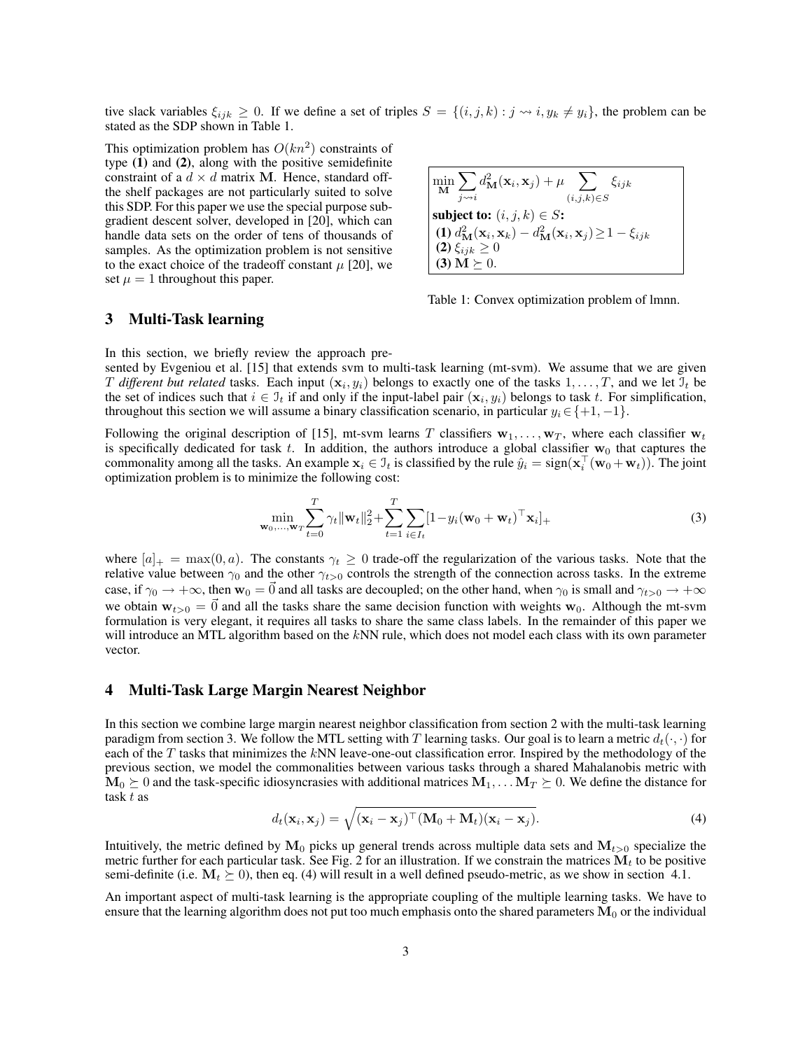tive slack variables $\xi_{ijk} \geq 0$. If we define a set of triples $S = \{(i,j,k) : j \rightsquigarrow i, y_k \neq y_i\}$, the problem can be stated as the SDP shown in Table 1.

This optimization problem has $O(kn^2)$ constraints of type **(1)** and **(2)**, along with the positive semidefinite constraint of a $d \times d$ matrix $\mathbf{M}$. Hence, standard off-the shelf packages are not particularly suited to solve this SDP. For this paper we use the special purpose subgradient descent solver, developed in [20], which can handle data sets on the order of tens of thousands of samples. As the optimization problem is not sensitive to the exact choice of the tradeoff constant $\mu$ [20], we set $\mu = 1$ throughout this paper.

$$\min_{\mathbf{M}} \sum_{j \rightsquigarrow i} d^2_{\mathbf{M}}(\mathbf{x}_i, \mathbf{x}_j) + \mu \sum_{(i,j,k) \in S} \xi_{ijk}$$

**subject to:** $(i,j,k) \in S$:
**(1)** $d^2_{\mathbf{M}}(\mathbf{x}_i, \mathbf{x}_k) - d^2_{\mathbf{M}}(\mathbf{x}_i, \mathbf{x}_j) \geq 1 - \xi_{ijk}$
**(2)** $\xi_{ijk} \geq 0$
**(3)** $\mathbf{M} \succeq 0$.

Table 1: Convex optimization problem of lmnn.

## 3 Multi-Task learning

In this section, we briefly review the approach presented by Evgeniou et al. [15] that extends svm to multi-task learning (mt-svm). We assume that we are given $T$ *different but related* tasks. Each input $(\mathbf{x}_i, y_i)$ belongs to exactly one of the tasks $1, \ldots, T$, and we let $\mathcal{I}_t$ be the set of indices such that $i \in \mathcal{I}_t$ if and only if the input-label pair $(\mathbf{x}_i, y_i)$ belongs to task $t$. For simplification, throughout this section we will assume a binary classification scenario, in particular $y_i \in \{+1, -1\}$.

Following the original description of [15], mt-svm learns $T$ classifiers $\mathbf{w}_1, \ldots, \mathbf{w}_T$, where each classifier $\mathbf{w}_t$ is specifically dedicated for task $t$. In addition, the authors introduce a global classifier $\mathbf{w}_0$ that captures the commonality among all the tasks. An example $\mathbf{x}_i \in \mathcal{I}_t$ is classified by the rule $\hat{y}_i = \text{sign}(\mathbf{x}_i^\top(\mathbf{w}_0 + \mathbf{w}_t))$. The joint optimization problem is to minimize the following cost:

$$\min_{\mathbf{w}_0, \ldots, \mathbf{w}_T} \sum_{t=0}^{T} \gamma_t \|\mathbf{w}_t\|_2^2 + \sum_{t=1}^{T} \sum_{i \in I_t} [1 - y_i(\mathbf{w}_0 + \mathbf{w}_t)^\top \mathbf{x}_i]_+ \tag{3}$$

where $[a]_+ = \max(0, a)$. The constants $\gamma_t \geq 0$ trade-off the regularization of the various tasks. Note that the relative value between $\gamma_0$ and the other $\gamma_{t>0}$ controls the strength of the connection across tasks. In the extreme case, if $\gamma_0 \to +\infty$, then $\mathbf{w}_0 = \vec{0}$ and all tasks are decoupled; on the other hand, when $\gamma_0$ is small and $\gamma_{t>0} \to +\infty$ we obtain $\mathbf{w}_{t>0} = \vec{0}$ and all the tasks share the same decision function with weights $\mathbf{w}_0$. Although the mt-svm formulation is very elegant, it requires all tasks to share the same class labels. In the remainder of this paper we will introduce an MTL algorithm based on the $k$NN rule, which does not model each class with its own parameter vector.

## 4 Multi-Task Large Margin Nearest Neighbor

In this section we combine large margin nearest neighbor classification from section 2 with the multi-task learning paradigm from section 3. We follow the MTL setting with $T$ learning tasks. Our goal is to learn a metric $d_t(\cdot, \cdot)$ for each of the $T$ tasks that minimizes the $k$NN leave-one-out classification error. Inspired by the methodology of the previous section, we model the commonalities between various tasks through a shared Mahalanobis metric with $\mathbf{M}_0 \succeq 0$ and the task-specific idiosyncrasies with additional matrices $\mathbf{M}_1, \ldots \mathbf{M}_T \succeq 0$. We define the distance for task $t$ as

$$d_t(\mathbf{x}_i, \mathbf{x}_j) = \sqrt{(\mathbf{x}_i - \mathbf{x}_j)^\top (\mathbf{M}_0 + \mathbf{M}_t)(\mathbf{x}_i - \mathbf{x}_j)}. \tag{4}$$

Intuitively, the metric defined by $\mathbf{M}_0$ picks up general trends across multiple data sets and $\mathbf{M}_{t>0}$ specialize the metric further for each particular task. See Fig. 2 for an illustration. If we constrain the matrices $\mathbf{M}_t$ to be positive semi-definite (i.e. $\mathbf{M}_t \succeq 0$), then eq. (4) will result in a well defined pseudo-metric, as we show in section 4.1.

An important aspect of multi-task learning is the appropriate coupling of the multiple learning tasks. We have to ensure that the learning algorithm does not put too much emphasis onto the shared parameters $\mathbf{M}_0$ or the individual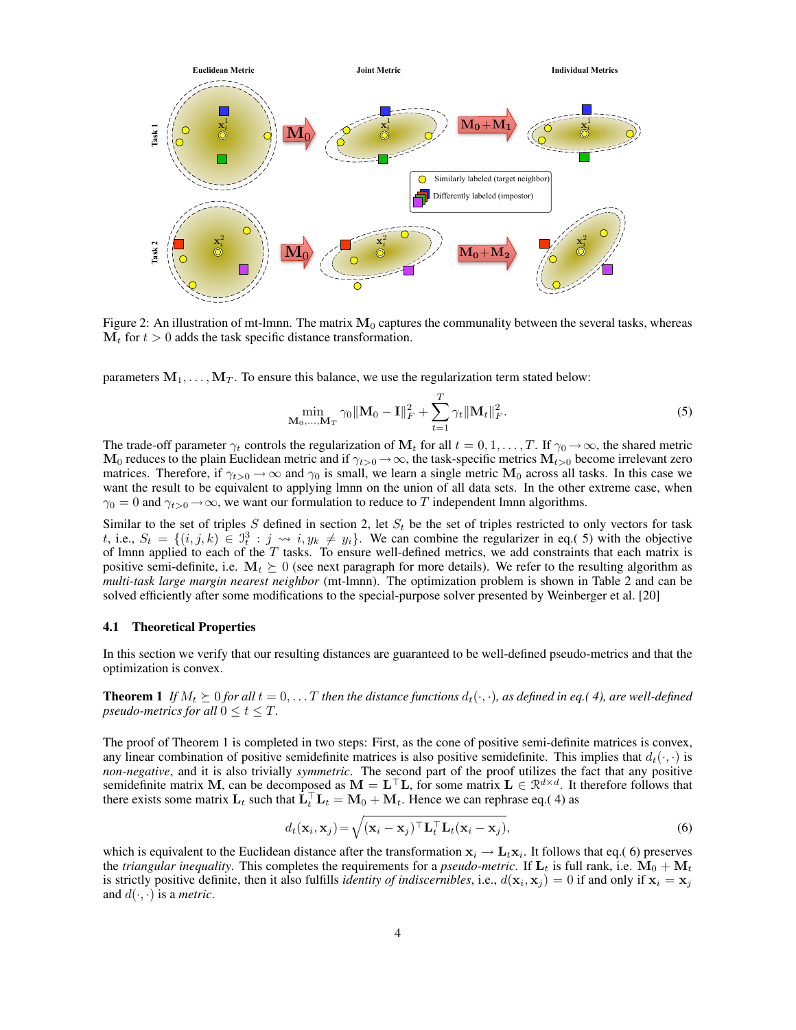Figure 2: An illustration of mt-lmnn. The matrix $\mathbf{M}_0$ captures the communality between the several tasks, whereas $\mathbf{M}_t$ for $t > 0$ adds the task specific distance transformation.

parameters $\mathbf{M}_1, \ldots, \mathbf{M}_T$. To ensure this balance, we use the regularization term stated below:

$$\min_{\mathbf{M}_0,\ldots,\mathbf{M}_T} \gamma_0 \|\mathbf{M}_0 - \mathbf{I}\|_F^2 + \sum_{t=1}^{T} \gamma_t \|\mathbf{M}_t\|_F^2. \tag{5}$$

The trade-off parameter $\gamma_t$ controls the regularization of $\mathbf{M}_t$ for all $t = 0, 1, \ldots, T$. If $\gamma_0 \to \infty$, the shared metric $\mathbf{M}_0$ reduces to the plain Euclidean metric and if $\gamma_{t>0} \to \infty$, the task-specific metrics $\mathbf{M}_{t>0}$ become irrelevant zero matrices. Therefore, if $\gamma_{t>0} \to \infty$ and $\gamma_0$ is small, we learn a single metric $\mathbf{M}_0$ across all tasks. In this case we want the result to be equivalent to applying lmnn on the union of all data sets. In the other extreme case, when $\gamma_0 = 0$ and $\gamma_{t>0} \to \infty$, we want our formulation to reduce to $T$ independent lmnn algorithms.

Similar to the set of triples $S$ defined in section 2, let $S_t$ be the set of triples restricted to only vectors for task $t$, i.e., $S_t = \{(i, j, k) \in \mathcal{I}_t^3 : j \rightsquigarrow i, y_k \neq y_i\}$. We can combine the regularizer in eq.( 5) with the objective of lmnn applied to each of the $T$ tasks. To ensure well-defined metrics, we add constraints that each matrix is positive semi-definite, i.e. $\mathbf{M}_t \succeq 0$ (see next paragraph for more details). We refer to the resulting algorithm as *multi-task large margin nearest neighbor* (mt-lmnn). The optimization problem is shown in Table 2 and can be solved efficiently after some modifications to the special-purpose solver presented by Weinberger et al. [20]

### 4.1 Theoretical Properties

In this section we verify that our resulting distances are guaranteed to be well-defined pseudo-metrics and that the optimization is convex.

**Theorem 1** *If $M_t \succeq 0$ for all $t = 0, \ldots T$ then the distance functions $d_t(\cdot, \cdot)$, as defined in eq.( 4), are well-defined pseudo-metrics for all $0 \le t \le T$.*

The proof of Theorem 1 is completed in two steps: First, as the cone of positive semi-definite matrices is convex, any linear combination of positive semidefinite matrices is also positive semidefinite. This implies that $d_t(\cdot, \cdot)$ is *non-negative*, and it is also trivially *symmetric*. The second part of the proof utilizes the fact that any positive semidefinite matrix $\mathbf{M}$, can be decomposed as $\mathbf{M} = \mathbf{L}^\top \mathbf{L}$, for some matrix $\mathbf{L} \in \mathcal{R}^{d \times d}$. It therefore follows that there exists some matrix $\mathbf{L}_t$ such that $\mathbf{L}_t^\top \mathbf{L}_t = \mathbf{M}_0 + \mathbf{M}_t$. Hence we can rephrase eq.( 4) as

$$d_t(\mathbf{x}_i, \mathbf{x}_j) = \sqrt{(\mathbf{x}_i - \mathbf{x}_j)^\top \mathbf{L}_t^\top \mathbf{L}_t (\mathbf{x}_i - \mathbf{x}_j)}, \tag{6}$$

which is equivalent to the Euclidean distance after the transformation $\mathbf{x}_i \to \mathbf{L}_t \mathbf{x}_i$. It follows that eq.( 6) preserves the *triangular inequality*. This completes the requirements for a *pseudo-metric*. If $\mathbf{L}_t$ is full rank, i.e. $\mathbf{M}_0 + \mathbf{M}_t$ is strictly positive definite, then it also fulfills *identity of indiscernibles*, i.e., $d(\mathbf{x}_i, \mathbf{x}_j) = 0$ if and only if $\mathbf{x}_i = \mathbf{x}_j$ and $d(\cdot, \cdot)$ is a *metric*.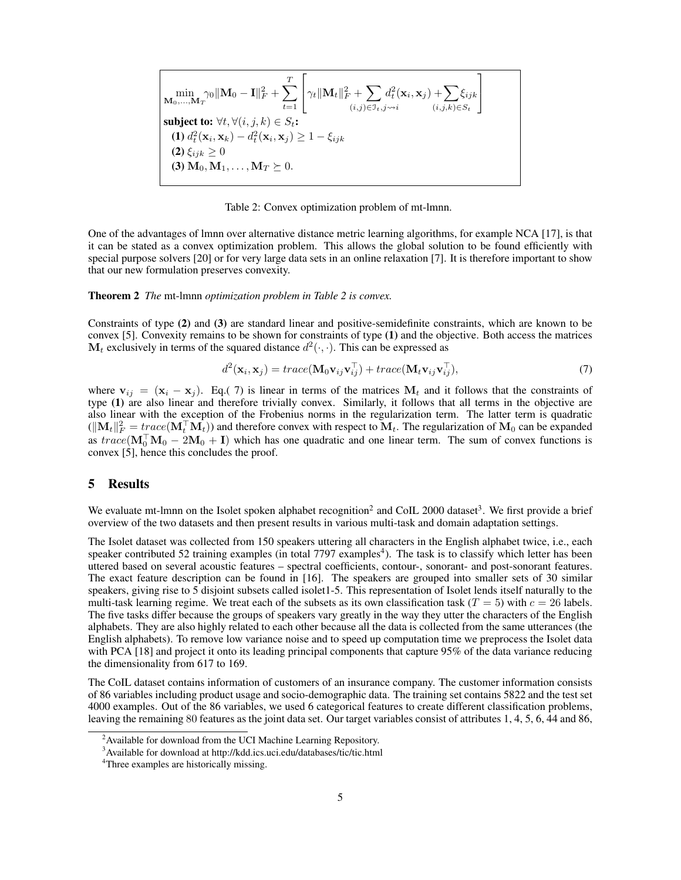$$
\begin{aligned}
&\min_{\mathbf{M}_0,\ldots,\mathbf{M}_T} \gamma_0 \|\mathbf{M}_0 - \mathbf{I}\|_F^2 + \sum_{t=1}^{T} \left[ \gamma_t \|\mathbf{M}_t\|_F^2 + \sum_{(i,j)\in \mathcal{J}_t, j \rightsquigarrow i} d_t^2(\mathbf{x}_i, \mathbf{x}_j) + \sum_{(i,j,k)\in S_t} \xi_{ijk} \right] \\
&\textbf{subject to: } \forall t, \forall (i,j,k) \in S_t\textbf{:} \\
&\quad \textbf{(1) } d_t^2(\mathbf{x}_i, \mathbf{x}_k) - d_t^2(\mathbf{x}_i, \mathbf{x}_j) \geq 1 - \xi_{ijk} \\
&\quad \textbf{(2) } \xi_{ijk} \geq 0 \\
&\quad \textbf{(3) } \mathbf{M}_0, \mathbf{M}_1, \ldots, \mathbf{M}_T \succeq 0.
\end{aligned}
$$

Table 2: Convex optimization problem of mt-lmnn.

One of the advantages of lmnn over alternative distance metric learning algorithms, for example NCA [17], is that it can be stated as a convex optimization problem. This allows the global solution to be found efficiently with special purpose solvers [20] or for very large data sets in an online relaxation [7]. It is therefore important to show that our new formulation preserves convexity.

**Theorem 2** *The* mt-lmnn *optimization problem in Table 2 is convex.*

Constraints of type **(2)** and **(3)** are standard linear and positive-semidefinite constraints, which are known to be convex [5]. Convexity remains to be shown for constraints of type **(1)** and the objective. Both access the matrices $\mathbf{M}_t$ exclusively in terms of the squared distance $d^2(\cdot, \cdot)$. This can be expressed as

$$
d^2(\mathbf{x}_i, \mathbf{x}_j) = trace(\mathbf{M}_0 \mathbf{v}_{ij} \mathbf{v}_{ij}^\top) + trace(\mathbf{M}_t \mathbf{v}_{ij} \mathbf{v}_{ij}^\top), \tag{7}
$$

where $\mathbf{v}_{ij} = (\mathbf{x}_i - \mathbf{x}_j)$. Eq.( 7) is linear in terms of the matrices $\mathbf{M}_t$ and it follows that the constraints of type **(1)** are also linear and therefore trivially convex. Similarly, it follows that all terms in the objective are also linear with the exception of the Frobenius norms in the regularization term. The latter term is quadratic ($\|\mathbf{M}_t\|_F^2 = trace(\mathbf{M}_t^\top \mathbf{M}_t)$) and therefore convex with respect to $\mathbf{M}_t$. The regularization of $\mathbf{M}_0$ can be expanded as $trace(\mathbf{M}_0^\top \mathbf{M}_0 - 2\mathbf{M}_0 + \mathbf{I})$ which has one quadratic and one linear term. The sum of convex functions is convex [5], hence this concludes the proof.

## 5 Results

We evaluate mt-lmnn on the Isolet spoken alphabet recognition[2] and CoIL 2000 dataset[3]. We first provide a brief overview of the two datasets and then present results in various multi-task and domain adaptation settings.

The Isolet dataset was collected from 150 speakers uttering all characters in the English alphabet twice, i.e., each speaker contributed 52 training examples (in total 7797 examples[4]). The task is to classify which letter has been uttered based on several acoustic features – spectral coefficients, contour-, sonorant- and post-sonorant features. The exact feature description can be found in [16]. The speakers are grouped into smaller sets of 30 similar speakers, giving rise to 5 disjoint subsets called isolet1-5. This representation of Isolet lends itself naturally to the multi-task learning regime. We treat each of the subsets as its own classification task ($T = 5$) with $c = 26$ labels. The five tasks differ because the groups of speakers vary greatly in the way they utter the characters of the English alphabets. They are also highly related to each other because all the data is collected from the same utterances (the English alphabets). To remove low variance noise and to speed up computation time we preprocess the Isolet data with PCA [18] and project it onto its leading principal components that capture 95% of the data variance reducing the dimensionality from 617 to 169.

The CoIL dataset contains information of customers of an insurance company. The customer information consists of 86 variables including product usage and socio-demographic data. The training set contains 5822 and the test set 4000 examples. Out of the 86 variables, we used 6 categorical features to create different classification problems, leaving the remaining 80 features as the joint data set. Our target variables consist of attributes 1, 4, 5, 6, 44 and 86,

[2] Available for download from the UCI Machine Learning Repository.

[3] Available for download at http://kdd.ics.uci.edu/databases/tic/tic.html

[4] Three examples are historically missing.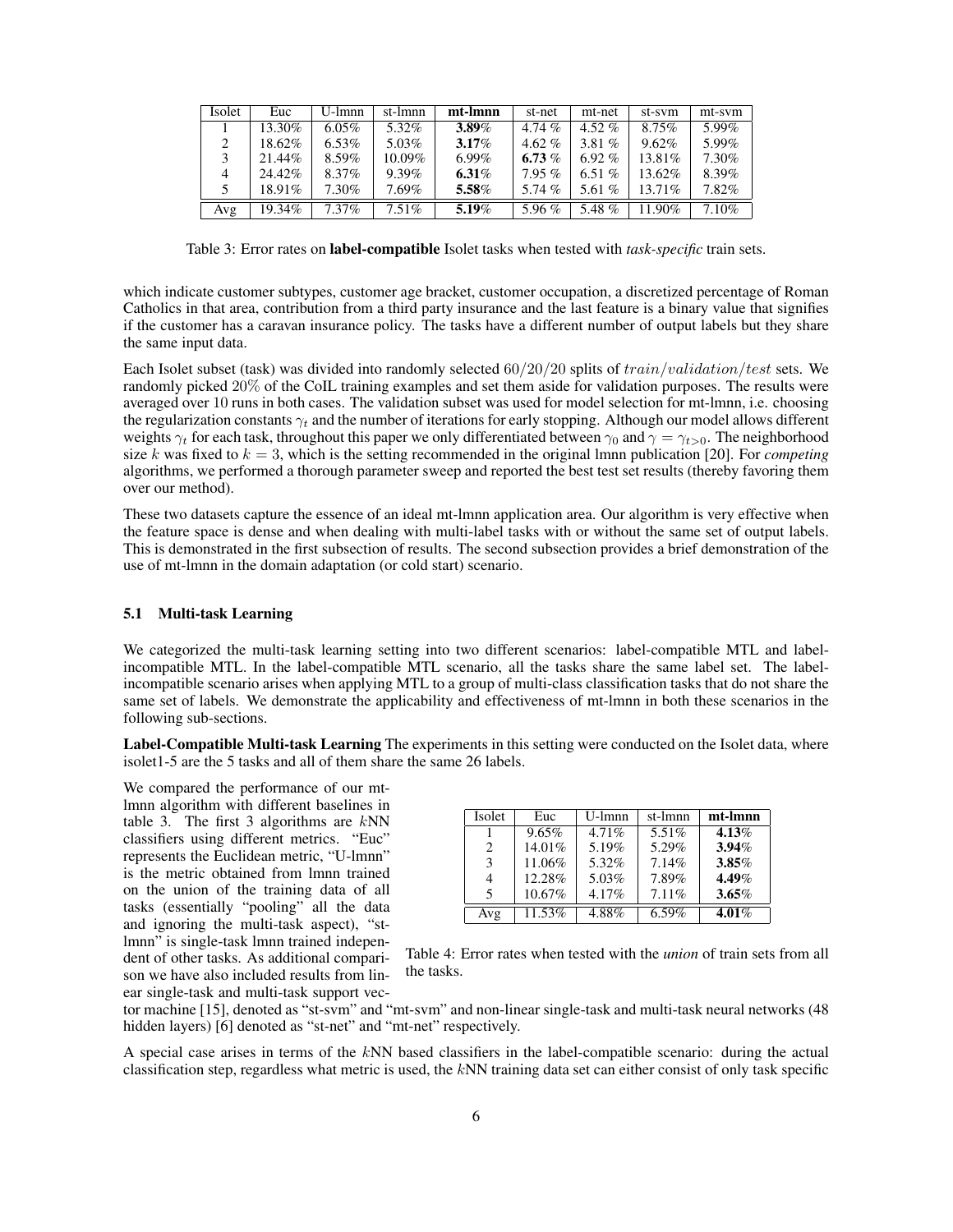| Isolet | Euc | U-lmnn | st-lmnn | **mt-lmnn** | st-net | mt-net | st-svm | mt-svm |
|---|---|---|---|---|---|---|---|---|
| 1 | 13.30% | 6.05% | 5.32% | **3.89**% | 4.74 % | 4.52 % | 8.75% | 5.99% |
| 2 | 18.62% | 6.53% | 5.03% | **3.17**% | 4.62 % | 3.81 % | 9.62% | 5.99% |
| 3 | 21.44% | 8.59% | 10.09% | 6.99% | **6.73** % | 6.92 % | 13.81% | 7.30% |
| 4 | 24.42% | 8.37% | 9.39% | **6.31**% | 7.95 % | 6.51 % | 13.62% | 8.39% |
| 5 | 18.91% | 7.30% | 7.69% | **5.58**% | 5.74 % | 5.61 % | 13.71% | 7.82% |
| Avg | 19.34% | 7.37% | 7.51% | **5.19**% | 5.96 % | 5.48 % | 11.90% | 7.10% |

Table 3: Error rates on **label-compatible** Isolet tasks when tested with *task-specific* train sets.

which indicate customer subtypes, customer age bracket, customer occupation, a discretized percentage of Roman Catholics in that area, contribution from a third party insurance and the last feature is a binary value that signifies if the customer has a caravan insurance policy. The tasks have a different number of output labels but they share the same input data.

Each Isolet subset (task) was divided into randomly selected $60/20/20$ splits of $train/validation/test$ sets. We randomly picked $20\%$ of the CoIL training examples and set them aside for validation purposes. The results were averaged over $10$ runs in both cases. The validation subset was used for model selection for mt-lmnn, i.e. choosing the regularization constants $\gamma_t$ and the number of iterations for early stopping. Although our model allows different weights $\gamma_t$ for each task, throughout this paper we only differentiated between $\gamma_0$ and $\gamma = \gamma_{t>0}$. The neighborhood size $k$ was fixed to $k = 3$, which is the setting recommended in the original lmnn publication [20]. For *competing* algorithms, we performed a thorough parameter sweep and reported the best test set results (thereby favoring them over our method).

These two datasets capture the essence of an ideal mt-lmnn application area. Our algorithm is very effective when the feature space is dense and when dealing with multi-label tasks with or without the same set of output labels. This is demonstrated in the first subsection of results. The second subsection provides a brief demonstration of the use of mt-lmnn in the domain adaptation (or cold start) scenario.

### 5.1 Multi-task Learning

We categorized the multi-task learning setting into two different scenarios: label-compatible MTL and label-incompatible MTL. In the label-compatible MTL scenario, all the tasks share the same label set. The label-incompatible scenario arises when applying MTL to a group of multi-class classification tasks that do not share the same set of labels. We demonstrate the applicability and effectiveness of mt-lmnn in both these scenarios in the following sub-sections.

**Label-Compatible Multi-task Learning** The experiments in this setting were conducted on the Isolet data, where isolet1-5 are the 5 tasks and all of them share the same 26 labels.

We compared the performance of our mt-lmnn algorithm with different baselines in table 3. The first 3 algorithms are $k$NN classifiers using different metrics. "Euc" represents the Euclidean metric, "U-lmnn" is the metric obtained from lmnn trained on the union of the training data of all tasks (essentially "pooling" all the data and ignoring the multi-task aspect), "st-lmnn" is single-task lmnn trained independent of other tasks. As additional comparison we have also included results from linear single-task and multi-task support vector machine [15], denoted as "st-svm" and "mt-svm" and non-linear single-task and multi-task neural networks (48 hidden layers) [6] denoted as "st-net" and "mt-net" respectively.

| Isolet | Euc | U-lmnn | st-lmnn | **mt-lmnn** |
|---|---|---|---|---|
| 1 | 9.65% | 4.71% | 5.51% | **4.13**% |
| 2 | 14.01% | 5.19% | 5.29% | **3.94**% |
| 3 | 11.06% | 5.32% | 7.14% | **3.85**% |
| 4 | 12.28% | 5.03% | 7.89% | **4.49**% |
| 5 | 10.67% | 4.17% | 7.11% | **3.65**% |
| Avg | 11.53% | 4.88% | 6.59% | **4.01**% |

Table 4: Error rates when tested with the *union* of train sets from all the tasks.

A special case arises in terms of the $k$NN based classifiers in the label-compatible scenario: during the actual classification step, regardless what metric is used, the $k$NN training data set can either consist of only task specific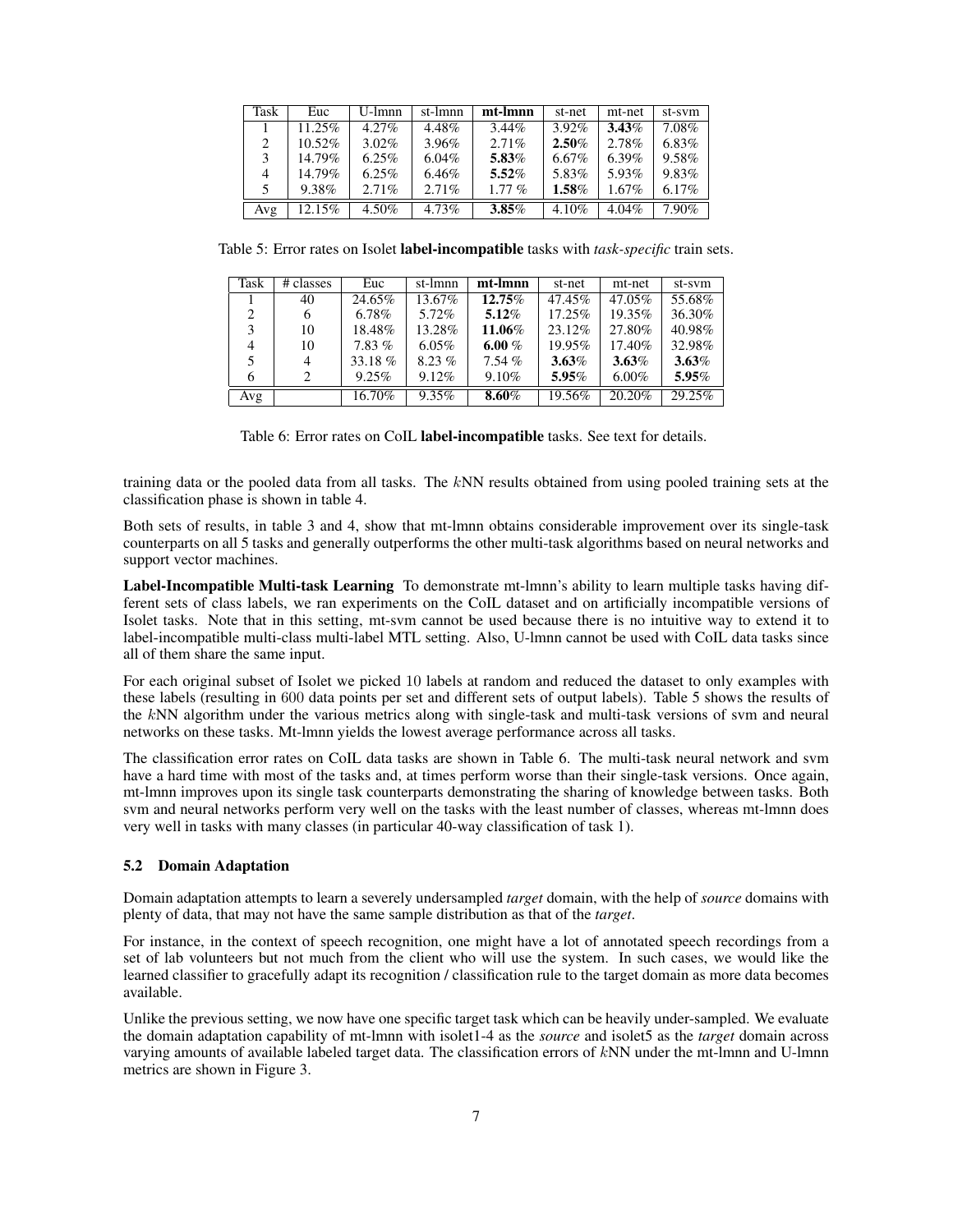| Task | Euc | U-lmnn | st-lmnn | **mt-lmnn** | st-net | mt-net | st-svm |
|---|---|---|---|---|---|---|---|
| 1 | 11.25% | 4.27% | 4.48% | 3.44% | 3.92% | **3.43**% | 7.08% |
| 2 | 10.52% | 3.02% | 3.96% | 2.71% | **2.50**% | 2.78% | 6.83% |
| 3 | 14.79% | 6.25% | 6.04% | **5.83**% | 6.67% | 6.39% | 9.58% |
| 4 | 14.79% | 6.25% | 6.46% | **5.52**% | 5.83% | 5.93% | 9.83% |
| 5 | 9.38% | 2.71% | 2.71% | 1.77 % | **1.58**% | 1.67% | 6.17% |
| Avg | 12.15% | 4.50% | 4.73% | **3.85**% | 4.10% | 4.04% | 7.90% |

Table 5: Error rates on Isolet **label-incompatible** tasks with *task-specific* train sets.

| Task | # classes | Euc | st-lmnn | **mt-lmnn** | st-net | mt-net | st-svm |
|---|---|---|---|---|---|---|---|
| 1 | 40 | 24.65% | 13.67% | **12.75**% | 47.45% | 47.05% | 55.68% |
| 2 | 6 | 6.78% | 5.72% | **5.12**% | 17.25% | 19.35% | 36.30% |
| 3 | 10 | 18.48% | 13.28% | **11.06**% | 23.12% | 27.80% | 40.98% |
| 4 | 10 | 7.83 % | 6.05% | **6.00** % | 19.95% | 17.40% | 32.98% |
| 5 | 4 | 33.18 % | 8.23 % | 7.54 % | **3.63**% | **3.63**% | **3.63**% |
| 6 | 2 | 9.25% | 9.12% | 9.10% | **5.95**% | 6.00% | **5.95**% |
| Avg | | 16.70% | 9.35% | **8.60**% | 19.56% | 20.20% | 29.25% |

Table 6: Error rates on CoIL **label-incompatible** tasks. See text for details.

training data or the pooled data from all tasks. The $k$NN results obtained from using pooled training sets at the classification phase is shown in table 4.

Both sets of results, in table 3 and 4, show that mt-lmnn obtains considerable improvement over its single-task counterparts on all 5 tasks and generally outperforms the other multi-task algorithms based on neural networks and support vector machines.

**Label-Incompatible Multi-task Learning** To demonstrate mt-lmnn's ability to learn multiple tasks having different sets of class labels, we ran experiments on the CoIL dataset and on artificially incompatible versions of Isolet tasks. Note that in this setting, mt-svm cannot be used because there is no intuitive way to extend it to label-incompatible multi-class multi-label MTL setting. Also, U-lmnn cannot be used with CoIL data tasks since all of them share the same input.

For each original subset of Isolet we picked 10 labels at random and reduced the dataset to only examples with these labels (resulting in 600 data points per set and different sets of output labels). Table 5 shows the results of the $k$NN algorithm under the various metrics along with single-task and multi-task versions of svm and neural networks on these tasks. Mt-lmnn yields the lowest average performance across all tasks.

The classification error rates on CoIL data tasks are shown in Table 6. The multi-task neural network and svm have a hard time with most of the tasks and, at times perform worse than their single-task versions. Once again, mt-lmnn improves upon its single task counterparts demonstrating the sharing of knowledge between tasks. Both svm and neural networks perform very well on the tasks with the least number of classes, whereas mt-lmnn does very well in tasks with many classes (in particular 40-way classification of task 1).

### 5.2 Domain Adaptation

Domain adaptation attempts to learn a severely undersampled *target* domain, with the help of *source* domains with plenty of data, that may not have the same sample distribution as that of the *target*.

For instance, in the context of speech recognition, one might have a lot of annotated speech recordings from a set of lab volunteers but not much from the client who will use the system. In such cases, we would like the learned classifier to gracefully adapt its recognition / classification rule to the target domain as more data becomes available.

Unlike the previous setting, we now have one specific target task which can be heavily under-sampled. We evaluate the domain adaptation capability of mt-lmnn with isolet1-4 as the *source* and isolet5 as the *target* domain across varying amounts of available labeled target data. The classification errors of $k$NN under the mt-lmnn and U-lmnn metrics are shown in Figure 3.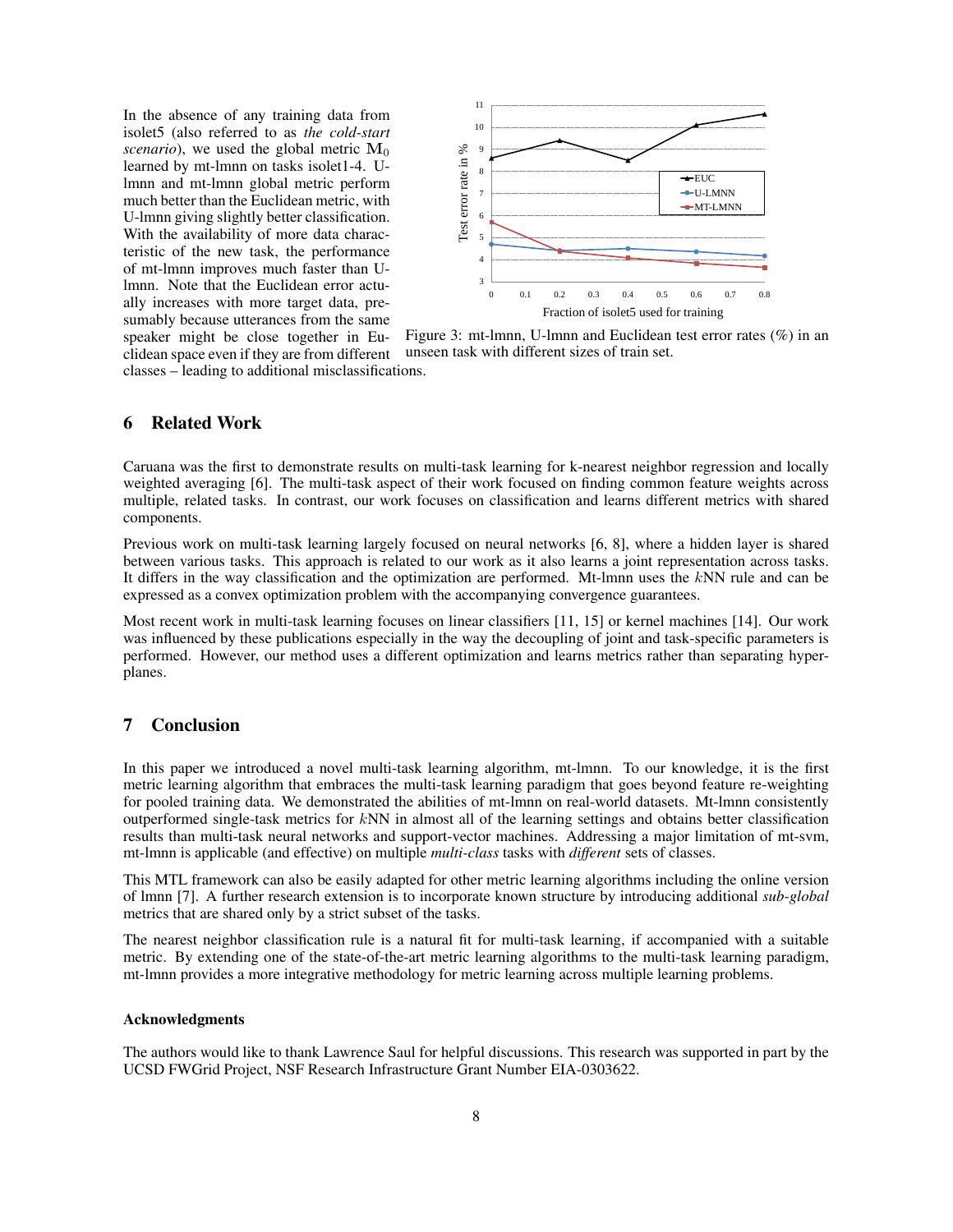In the absence of any training data from isolet5 (also referred to as *the cold-start scenario*), we used the global metric $\mathbf{M}_0$ learned by mt-lmnn on tasks isolet1-4. U-lmnn and mt-lmnn global metric perform much better than the Euclidean metric, with U-lmnn giving slightly better classification. With the availability of more data characteristic of the new task, the performance of mt-lmnn improves much faster than U-lmnn. Note that the Euclidean error actually increases with more target data, presumably because utterances from the same speaker might be close together in Euclidean space even if they are from different classes – leading to additional misclassifications.

Figure 3: mt-lmnn, U-lmnn and Euclidean test error rates (%) in an unseen task with different sizes of train set.

## 6 Related Work

Caruana was the first to demonstrate results on multi-task learning for k-nearest neighbor regression and locally weighted averaging [6]. The multi-task aspect of their work focused on finding common feature weights across multiple, related tasks. In contrast, our work focuses on classification and learns different metrics with shared components.

Previous work on multi-task learning largely focused on neural networks [6, 8], where a hidden layer is shared between various tasks. This approach is related to our work as it also learns a joint representation across tasks. It differs in the way classification and the optimization are performed. Mt-lmnn uses the $k$NN rule and can be expressed as a convex optimization problem with the accompanying convergence guarantees.

Most recent work in multi-task learning focuses on linear classifiers [11, 15] or kernel machines [14]. Our work was influenced by these publications especially in the way the decoupling of joint and task-specific parameters is performed. However, our method uses a different optimization and learns metrics rather than separating hyperplanes.

## 7 Conclusion

In this paper we introduced a novel multi-task learning algorithm, mt-lmnn. To our knowledge, it is the first metric learning algorithm that embraces the multi-task learning paradigm that goes beyond feature re-weighting for pooled training data. We demonstrated the abilities of mt-lmnn on real-world datasets. Mt-lmnn consistently outperformed single-task metrics for $k$NN in almost all of the learning settings and obtains better classification results than multi-task neural networks and support-vector machines. Addressing a major limitation of mt-svm, mt-lmnn is applicable (and effective) on multiple *multi-class* tasks with *different* sets of classes.

This MTL framework can also be easily adapted for other metric learning algorithms including the online version of lmnn [7]. A further research extension is to incorporate known structure by introducing additional *sub-global* metrics that are shared only by a strict subset of the tasks.

The nearest neighbor classification rule is a natural fit for multi-task learning, if accompanied with a suitable metric. By extending one of the state-of-the-art metric learning algorithms to the multi-task learning paradigm, mt-lmnn provides a more integrative methodology for metric learning across multiple learning problems.

#### Acknowledgments

The authors would like to thank Lawrence Saul for helpful discussions. This research was supported in part by the UCSD FWGrid Project, NSF Research Infrastructure Grant Number EIA-0303622.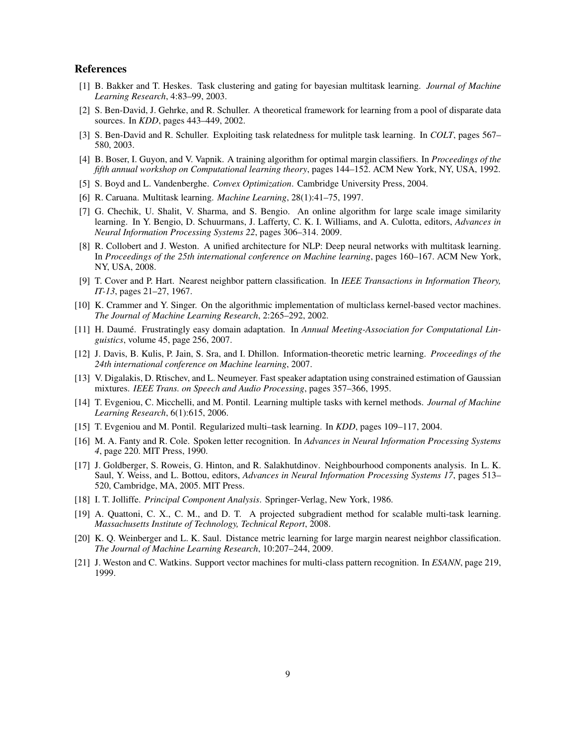## References

[1] B. Bakker and T. Heskes. Task clustering and gating for bayesian multitask learning. *Journal of Machine Learning Research*, 4:83–99, 2003.

[2] S. Ben-David, J. Gehrke, and R. Schuller. A theoretical framework for learning from a pool of disparate data sources. In *KDD*, pages 443–449, 2002.

[3] S. Ben-David and R. Schuller. Exploiting task relatedness for mulitple task learning. In *COLT*, pages 567–580, 2003.

[4] B. Boser, I. Guyon, and V. Vapnik. A training algorithm for optimal margin classifiers. In *Proceedings of the fifth annual workshop on Computational learning theory*, pages 144–152. ACM New York, NY, USA, 1992.

[5] S. Boyd and L. Vandenberghe. *Convex Optimization*. Cambridge University Press, 2004.

[6] R. Caruana. Multitask learning. *Machine Learning*, 28(1):41–75, 1997.

[7] G. Chechik, U. Shalit, V. Sharma, and S. Bengio. An online algorithm for large scale image similarity learning. In Y. Bengio, D. Schuurmans, J. Lafferty, C. K. I. Williams, and A. Culotta, editors, *Advances in Neural Information Processing Systems 22*, pages 306–314. 2009.

[8] R. Collobert and J. Weston. A unified architecture for NLP: Deep neural networks with multitask learning. In *Proceedings of the 25th international conference on Machine learning*, pages 160–167. ACM New York, NY, USA, 2008.

[9] T. Cover and P. Hart. Nearest neighbor pattern classification. In *IEEE Transactions in Information Theory, IT-13*, pages 21–27, 1967.

[10] K. Crammer and Y. Singer. On the algorithmic implementation of multiclass kernel-based vector machines. *The Journal of Machine Learning Research*, 2:265–292, 2002.

[11] H. Daumé. Frustratingly easy domain adaptation. In *Annual Meeting-Association for Computational Linguistics*, volume 45, page 256, 2007.

[12] J. Davis, B. Kulis, P. Jain, S. Sra, and I. Dhillon. Information-theoretic metric learning. *Proceedings of the 24th international conference on Machine learning*, 2007.

[13] V. Digalakis, D. Rtischev, and L. Neumeyer. Fast speaker adaptation using constrained estimation of Gaussian mixtures. *IEEE Trans. on Speech and Audio Processing*, pages 357–366, 1995.

[14] T. Evgeniou, C. Micchelli, and M. Pontil. Learning multiple tasks with kernel methods. *Journal of Machine Learning Research*, 6(1):615, 2006.

[15] T. Evgeniou and M. Pontil. Regularized multi–task learning. In *KDD*, pages 109–117, 2004.

[16] M. A. Fanty and R. Cole. Spoken letter recognition. In *Advances in Neural Information Processing Systems 4*, page 220. MIT Press, 1990.

[17] J. Goldberger, S. Roweis, G. Hinton, and R. Salakhutdinov. Neighbourhood components analysis. In L. K. Saul, Y. Weiss, and L. Bottou, editors, *Advances in Neural Information Processing Systems 17*, pages 513–520, Cambridge, MA, 2005. MIT Press.

[18] I. T. Jolliffe. *Principal Component Analysis*. Springer-Verlag, New York, 1986.

[19] A. Quattoni, C. X., C. M., and D. T. A projected subgradient method for scalable multi-task learning. *Massachusetts Institute of Technology, Technical Report*, 2008.

[20] K. Q. Weinberger and L. K. Saul. Distance metric learning for large margin nearest neighbor classification. *The Journal of Machine Learning Research*, 10:207–244, 2009.

[21] J. Weston and C. Watkins. Support vector machines for multi-class pattern recognition. In *ESANN*, page 219, 1999.